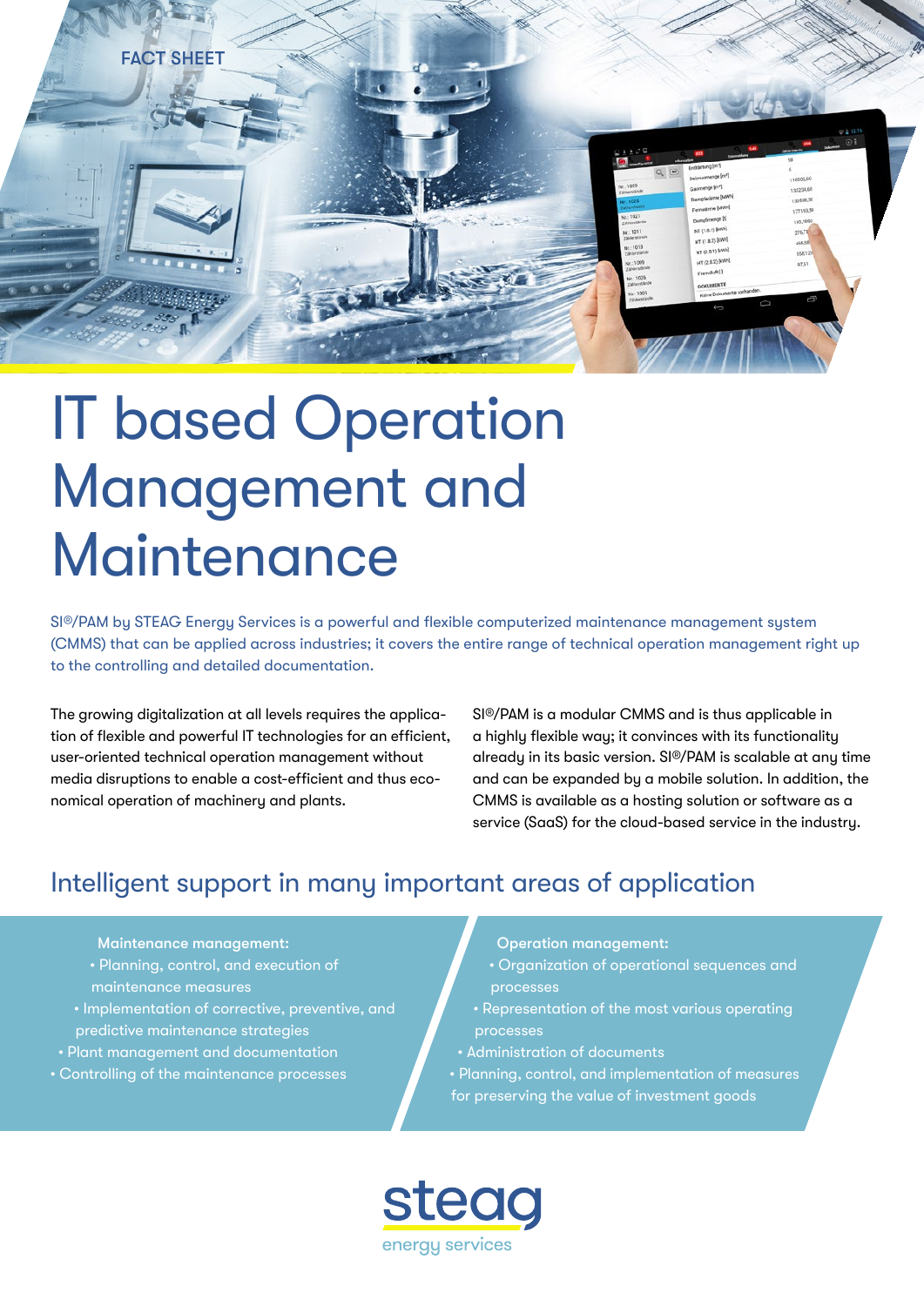FACT SHEET

# IT based Operation Management and Maintenance

SI®/PAM by STEAG Energy Services is a powerful and flexible computerized maintenance management system (CMMS) that can be applied across industries; it covers the entire range of technical operation management right up to the controlling and detailed documentation.

The growing digitalization at all levels requires the application of flexible and powerful IT technologies for an efficient, user-oriented technical operation management without media disruptions to enable a cost-efficient and thus economical operation of machinery and plants.

SI®/PAM is a modular CMMS and is thus applicable in a highly flexible way; it convinces with its functionality already in its basic version. SI®/PAM is scalable at any time and can be expanded by a mobile solution. In addition, the CMMS is available as a hosting solution or software as a service (SaaS) for the cloud-based service in the industry.

## Intelligent support in many important areas of application

**Maintenance management:**

- Planning, control, and execution of maintenance measures
- Implementation of corrective, preventive, and predictive maintenance strategies
- Plant management and documentation
- Controlling of the maintenance processes

**Operation management:**

- Organization of operational sequences and processes
- Representation of the most various operating processes
- Administration of documents
- Planning, control, and implementation of measures for preserving the value of investment goods

steag energy services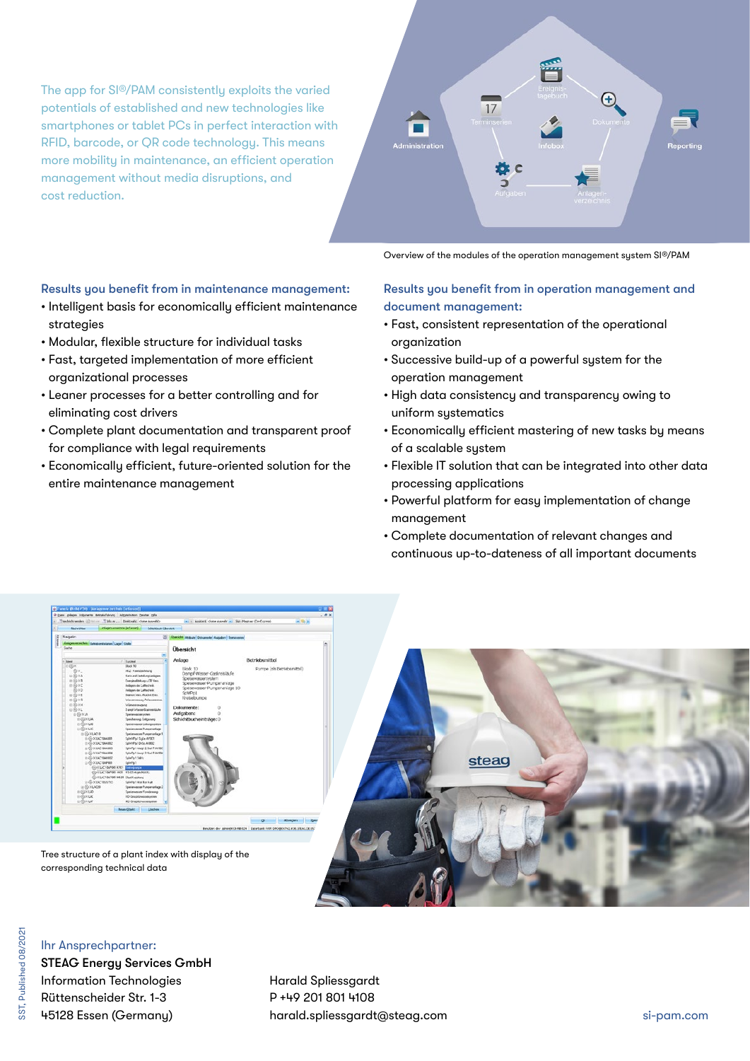The app for SI®/PAM consistently exploits the varied potentials of established and new technologies like smartphones or tablet PCs in perfect interaction with RFID, barcode, or QR code technology. This means more mobility in maintenance, an efficient operation management without media disruptions, and cost reduction.

Administration

Terminserien

Ereignis-tagebuch

Dokumente

Infobox

Aufgaben

Anlagen-verzeichnis

Reporting

Overview of the modules of the operation management system SI®/PAM

## Results you benefit from in maintenance management:

- Intelligent basis for economically efficient maintenance strategies
- Modular, flexible structure for individual tasks
- Fast, targeted implementation of more efficient organizational processes
- Leaner processes for a better controlling and for eliminating cost drivers
- Complete plant documentation and transparent proof for compliance with legal requirements
- Economically efficient, future-oriented solution for the entire maintenance management

## Results you benefit from in operation management and document management:

- Fast, consistent representation of the operational organization
- Successive build-up of a powerful system for the operation management
- High data consistency and transparency owing to uniform systematics
- Economically efficient mastering of new tasks by means of a scalable system
- Flexible IT solution that can be integrated into other data processing applications
- Powerful platform for easy implementation of change management
- Complete documentation of relevant changes and continuous up-to-dateness of all important documents

Tree structure of a plant index with display of the corresponding technical data

Ihr Ansprechpartner:

**STEAG Energy Services GmbH**
Information Technologies
Rüttenscheider Str. 1-3
45128 Essen (Germany)

Harald Spliessgardt
P +49 201 801 4108
harald.spliessgardt@steag.com

si-pam.com

SST, Published 08/2021